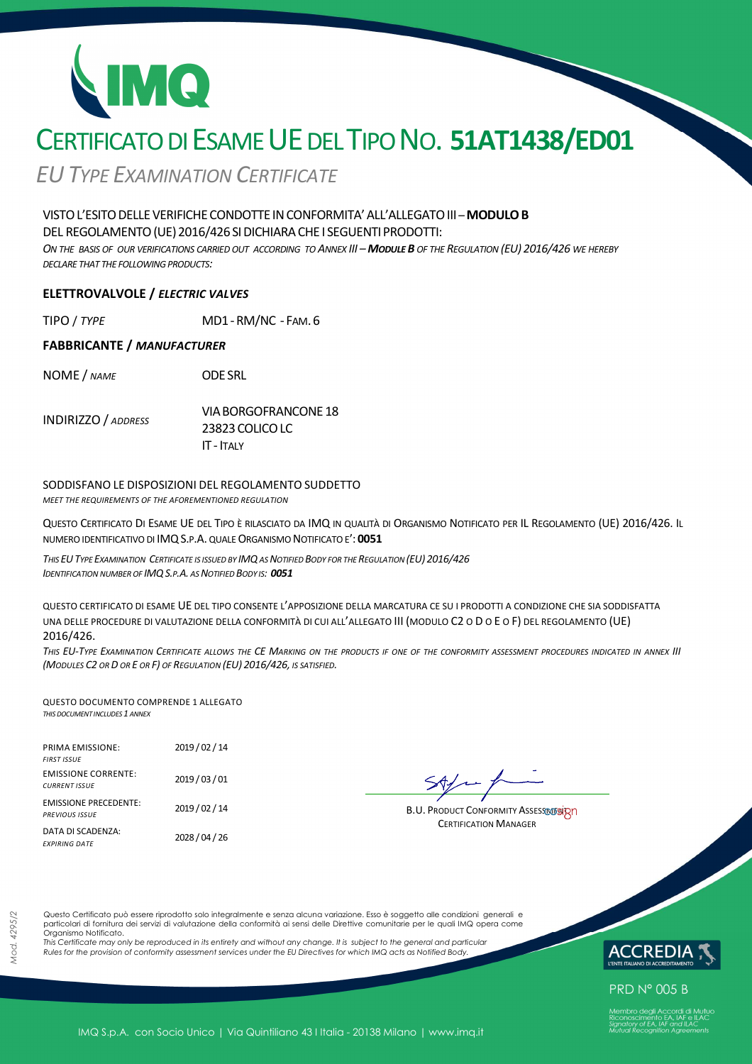# CERTIFICATO DI ESAME UE DEL TIPO NO. **51AT1438/ED01**

*EU TYPE EXAMINATION CERTIFICATE*

VISTO L'ESITO DELLE VERIFICHE CONDOTTE IN CONFORMITA' ALL'ALLEGATO III – **MODULO B** DEL REGOLAMENTO (UE) 2016/426 SI DICHIARA CHE I SEGUENTI PRODOTTI:

*ON THE BASIS OF OUR VERIFICATIONS CARRIED OUT ACCORDING TO ANNEX III – **MODULE B** OF THE REGULATION (EU) 2016/426 WE HEREBY DECLARE THAT THE FOLLOWING PRODUCTS:*

**ELETTROVALVOLE / *ELECTRIC VALVES***

TIPO / *TYPE* — MD1 - RM/NC - FAM. 6

**FABBRICANTE / *MANUFACTURER***

NOME / *NAME* — ODE SRL

INDIRIZZO / *ADDRESS* — VIA BORGOFRANCONE 18
23823 COLICO LC
IT - ITALY

SODDISFANO LE DISPOSIZIONI DEL REGOLAMENTO SUDDETTO

*MEET THE REQUIREMENTS OF THE AFOREMENTIONED REGULATION*

QUESTO CERTIFICATO DI ESAME UE DEL TIPO È RILASCIATO DA IMQ IN QUALITÀ DI ORGANISMO NOTIFICATO PER IL REGOLAMENTO (UE) 2016/426. IL NUMERO IDENTIFICATIVO DI IMQ S.P.A. QUALE ORGANISMO NOTIFICATO E': **0051**

*THIS EU TYPE EXAMINATION CERTIFICATE IS ISSUED BY IMQ AS NOTIFIED BODY FOR THE REGULATION (EU) 2016/426*
*IDENTIFICATION NUMBER OF IMQ S.P.A. AS NOTIFIED BODY IS: **0051***

QUESTO CERTIFICATO DI ESAME UE DEL TIPO CONSENTE L'APPOSIZIONE DELLA MARCATURA CE SU I PRODOTTI A CONDIZIONE CHE SIA SODDISFATTA UNA DELLE PROCEDURE DI VALUTAZIONE DELLA CONFORMITÀ DI CUI ALL'ALLEGATO III (MODULO C2 O D O E O F) DEL REGOLAMENTO (UE) 2016/426.

*THIS EU-TYPE EXAMINATION CERTIFICATE ALLOWS THE CE MARKING ON THE PRODUCTS IF ONE OF THE CONFORMITY ASSESSMENT PROCEDURES INDICATED IN ANNEX III (MODULES C2 OR D OR E OR F) OF REGULATION (EU) 2016/426, IS SATISFIED.*

QUESTO DOCUMENTO COMPRENDE 1 ALLEGATO
*THIS DOCUMENT INCLUDES 1 ANNEX*

| | |
|---|---|
| PRIMA EMISSIONE: *FIRST ISSUE* | 2019 / 02 / 14 |
| EMISSIONE CORRENTE: *CURRENT ISSUE* | 2019 / 03 / 01 |
| EMISSIONE PRECEDENTE: *PREVIOUS ISSUE* | 2019 / 02 / 14 |
| DATA DI SCADENZA: *EXPIRING DATE* | 2028 / 04 / 26 |

B.U. PRODUCT CONFORMITY ASSESSMENT
CERTIFICATION MANAGER

Questo Certificato può essere riprodotto solo integralmente e senza alcuna variazione. Esso è soggetto alle condizioni generali e particolari di fornitura dei servizi di valutazione della conformità ai sensi delle Direttive comunitarie per le quali IMQ opera come Organismo Notificato.

*This Certificate may only be reproduced in its entirety and without any change. It is subject to the general and particular Rules for the provision of conformity assessment services under the EU Directives for which IMQ acts as Notified Body.*

ACCREDIA – L'ENTE ITALIANO DI ACCREDITAMENTO
PRD N° 005 B
Membro degli Accordi di Mutuo Riconoscimento EA, IAF e ILAC
*Signatory of EA, IAF and ILAC Mutual Recognition Agreements*

Mod. 4295/2

IMQ S.p.A. con Socio Unico | Via Quintiliano 43 I Italia - 20138 Milano | www.imq.it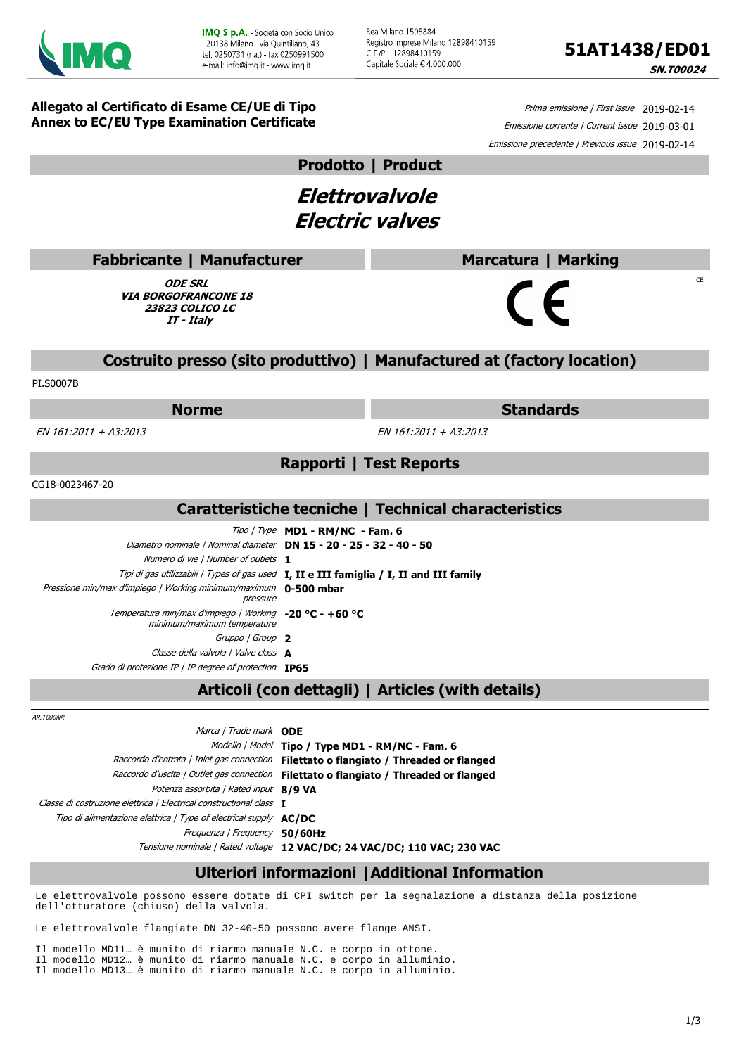**IMQ S.p.A.** - Società con Socio Unico
I-20138 Milano - via Quintiliano, 43
tel. 0250731 (r.a.) - fax 0250991500
e-mail: info@imq.it - www.imq.it

Rea Milano 1595884
Registro Imprese Milano 12898410159
C.F./P.I. 12898410159
Capitale Sociale € 4.000.000

# 51AT1438/ED01

***SN.T00024***

**Allegato al Certificato di Esame CE/UE di Tipo**
**Annex to EC/EU Type Examination Certificate**

*Prima emissione | First issue* 2019-02-14
*Emissione corrente | Current issue* 2019-03-01
*Emissione precedente | Previous issue* 2019-02-14

## Prodotto | Product

# *Elettrovalvole*
# *Electric valves*

## Fabbricante | Manufacturer

***ODE SRL***
***VIA BORGOFRANCONE 18***
***23823 COLICO LC***
***IT - Italy***

## Marcatura | Marking

CE

## Costruito presso (sito produttivo) | Manufactured at (factory location)

PI.S0007B

## Norme | Standards

*EN 161:2011 + A3:2013*

*EN 161:2011 + A3:2013*

## Rapporti | Test Reports

CG18-0023467-20

## Caratteristiche tecniche | Technical characteristics

| | |
|---|---|
| *Tipo / Type* | **MD1 - RM/NC - Fam. 6** |
| *Diametro nominale / Nominal diameter* | **DN 15 - 20 - 25 - 32 - 40 - 50** |
| *Numero di vie / Number of outlets* | **1** |
| *Tipi di gas utilizzabili / Types of gas used* | **I, II e III famiglia / I, II and III family** |
| *Pressione min/max d'impiego / Working minimum/maximum pressure* | **0-500 mbar** |
| *Temperatura min/max d'impiego / Working minimum/maximum temperature* | **-20 °C - +60 °C** |
| *Gruppo / Group* | **2** |
| *Classe della valvola / Valve class* | **A** |
| *Grado di protezione IP / IP degree of protection* | **IP65** |

## Articoli (con dettagli) | Articles (with details)

*AR.T000NR*

| | |
|---|---|
| *Marca / Trade mark* | **ODE** |
| *Modello / Model* | **Tipo / Type MD1 - RM/NC - Fam. 6** |
| *Raccordo d'entrata / Inlet gas connection* | **Filettato o flangiato / Threaded or flanged** |
| *Raccordo d'uscita / Outlet gas connection* | **Filettato o flangiato / Threaded or flanged** |
| *Potenza assorbita / Rated input* | **8/9 VA** |
| *Classe di costruzione elettrica / Electrical constructional class* | **I** |
| *Tipo di alimentazione elettrica / Type of electrical supply* | **AC/DC** |
| *Frequenza / Frequency* | **50/60Hz** |
| *Tensione nominale / Rated voltage* | **12 VAC/DC; 24 VAC/DC; 110 VAC; 230 VAC** |

## Ulteriori informazioni | Additional Information

Le elettrovalvole possono essere dotate di CPI switch per la segnalazione a distanza della posizione dell'otturatore (chiuso) della valvola.

Le elettrovalvole flangiate DN 32-40-50 possono avere flange ANSI.

Il modello MD11… è munito di riarmo manuale N.C. e corpo in ottone.
Il modello MD12… è munito di riarmo manuale N.C. e corpo in alluminio.
Il modello MD13… è munito di riarmo manuale N.C. e corpo in alluminio.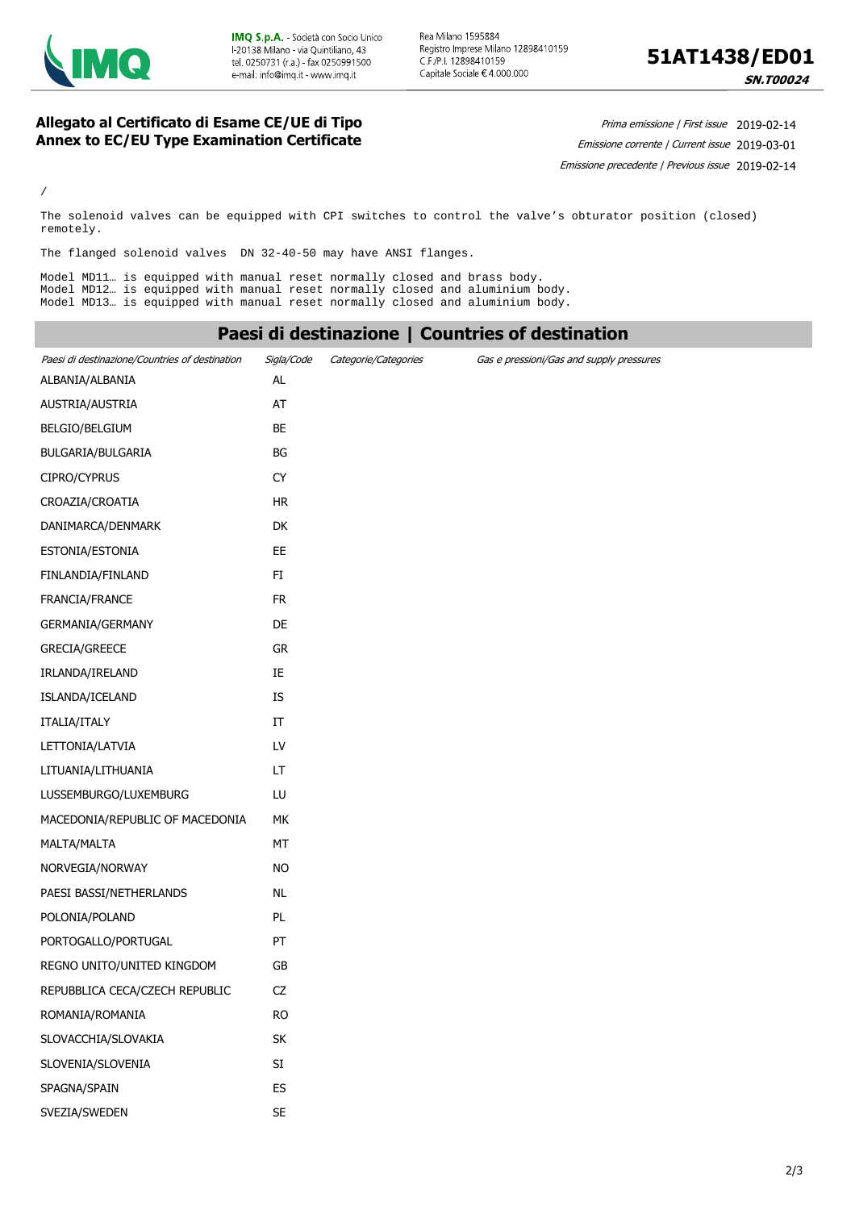# Allegato al Certificato di Esame CE/UE di Tipo
# Annex to EC/EU Type Examination Certificate

**51AT1438/ED01**

**SN.T00024**

*Prima emissione | First issue* 2019-02-14

*Emissione corrente | Current issue* 2019-03-01

*Emissione precedente | Previous issue* 2019-02-14

/

The solenoid valves can be equipped with CPI switches to control the valve's obturator position (closed) remotely.

The flanged solenoid valves DN 32-40-50 may have ANSI flanges.

Model MD11… is equipped with manual reset normally closed and brass body.
Model MD12… is equipped with manual reset normally closed and aluminium body.
Model MD13… is equipped with manual reset normally closed and aluminium body.

## Paesi di destinazione | Countries of destination

| *Paesi di destinazione/Countries of destination* | *Sigla/Code* | *Categorie/Categories* | *Gas e pressioni/Gas and supply pressures* |
|---|---|---|---|
| ALBANIA/ALBANIA | AL | | |
| AUSTRIA/AUSTRIA | AT | | |
| BELGIO/BELGIUM | BE | | |
| BULGARIA/BULGARIA | BG | | |
| CIPRO/CYPRUS | CY | | |
| CROAZIA/CROATIA | HR | | |
| DANIMARCA/DENMARK | DK | | |
| ESTONIA/ESTONIA | EE | | |
| FINLANDIA/FINLAND | FI | | |
| FRANCIA/FRANCE | FR | | |
| GERMANIA/GERMANY | DE | | |
| GRECIA/GREECE | GR | | |
| IRLANDA/IRELAND | IE | | |
| ISLANDA/ICELAND | IS | | |
| ITALIA/ITALY | IT | | |
| LETTONIA/LATVIA | LV | | |
| LITUANIA/LITHUANIA | LT | | |
| LUSSEMBURGO/LUXEMBURG | LU | | |
| MACEDONIA/REPUBLIC OF MACEDONIA | MK | | |
| MALTA/MALTA | MT | | |
| NORVEGIA/NORWAY | NO | | |
| PAESI BASSI/NETHERLANDS | NL | | |
| POLONIA/POLAND | PL | | |
| PORTOGALLO/PORTUGAL | PT | | |
| REGNO UNITO/UNITED KINGDOM | GB | | |
| REPUBBLICA CECA/CZECH REPUBLIC | CZ | | |
| ROMANIA/ROMANIA | RO | | |
| SLOVACCHIA/SLOVAKIA | SK | | |
| SLOVENIA/SLOVENIA | SI | | |
| SPAGNA/SPAIN | ES | | |
| SVEZIA/SWEDEN | SE | | |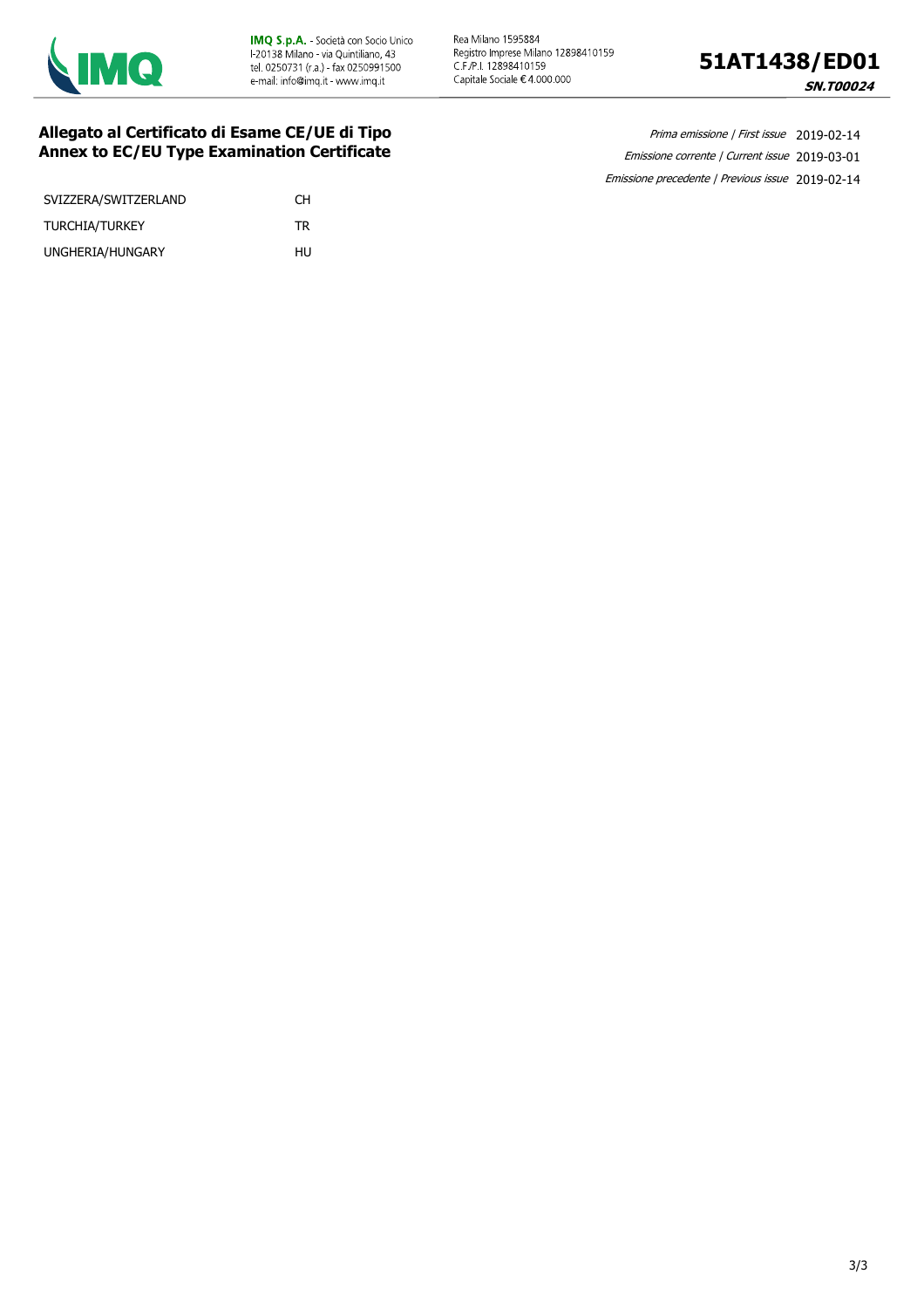## Allegato al Certificato di Esame CE/UE di Tipo
## Annex to EC/EU Type Examination Certificate

*Prima emissione | First issue* 2019-02-14

*Emissione corrente | Current issue* 2019-03-01

*Emissione precedente | Previous issue* 2019-02-14

| | |
|---|---|
| SVIZZERA/SWITZERLAND | CH |
| TURCHIA/TURKEY | TR |
| UNGHERIA/HUNGARY | HU |